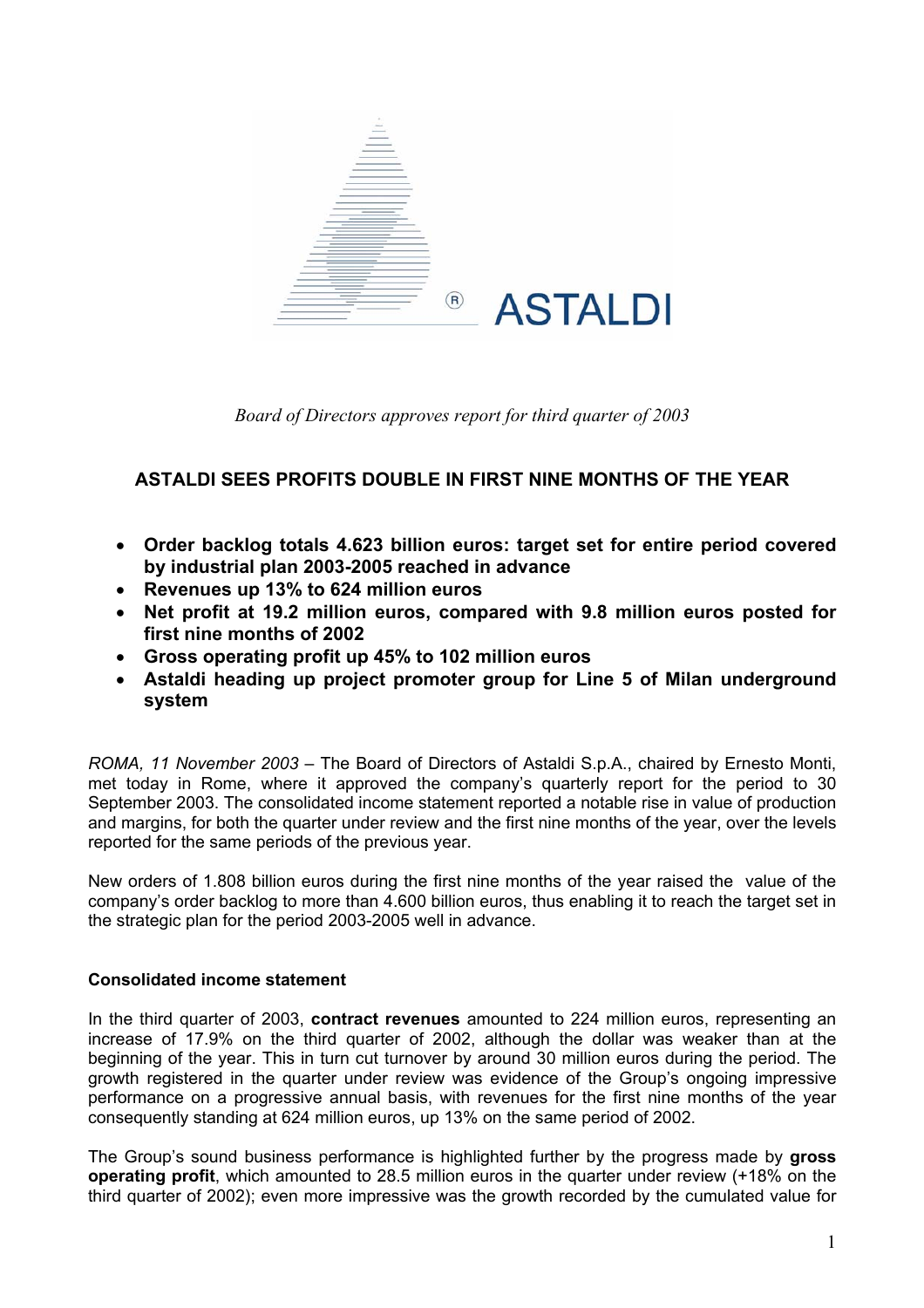ASTALDI

*Board of Directors approves report for third quarter of 2003*

## ASTALDI SEES PROFITS DOUBLE IN FIRST NINE MONTHS OF THE YEAR

- **Order backlog totals 4.623 billion euros: target set for entire period covered by industrial plan 2003-2005 reached in advance**
- **Revenues up 13% to 624 million euros**
- **Net profit at 19.2 million euros, compared with 9.8 million euros posted for first nine months of 2002**
- **Gross operating profit up 45% to 102 million euros**
- **Astaldi heading up project promoter group for Line 5 of Milan underground system**

*ROMA, 11 November 2003* – The Board of Directors of Astaldi S.p.A., chaired by Ernesto Monti, met today in Rome, where it approved the company's quarterly report for the period to 30 September 2003. The consolidated income statement reported a notable rise in value of production and margins, for both the quarter under review and the first nine months of the year, over the levels reported for the same periods of the previous year.

New orders of 1.808 billion euros during the first nine months of the year raised the value of the company's order backlog to more than 4.600 billion euros, thus enabling it to reach the target set in the strategic plan for the period 2003-2005 well in advance.

### Consolidated income statement

In the third quarter of 2003, **contract revenues** amounted to 224 million euros, representing an increase of 17.9% on the third quarter of 2002, although the dollar was weaker than at the beginning of the year. This in turn cut turnover by around 30 million euros during the period. The growth registered in the quarter under review was evidence of the Group's ongoing impressive performance on a progressive annual basis, with revenues for the first nine months of the year consequently standing at 624 million euros, up 13% on the same period of 2002.

The Group's sound business performance is highlighted further by the progress made by **gross operating profit**, which amounted to 28.5 million euros in the quarter under review (+18% on the third quarter of 2002); even more impressive was the growth recorded by the cumulated value for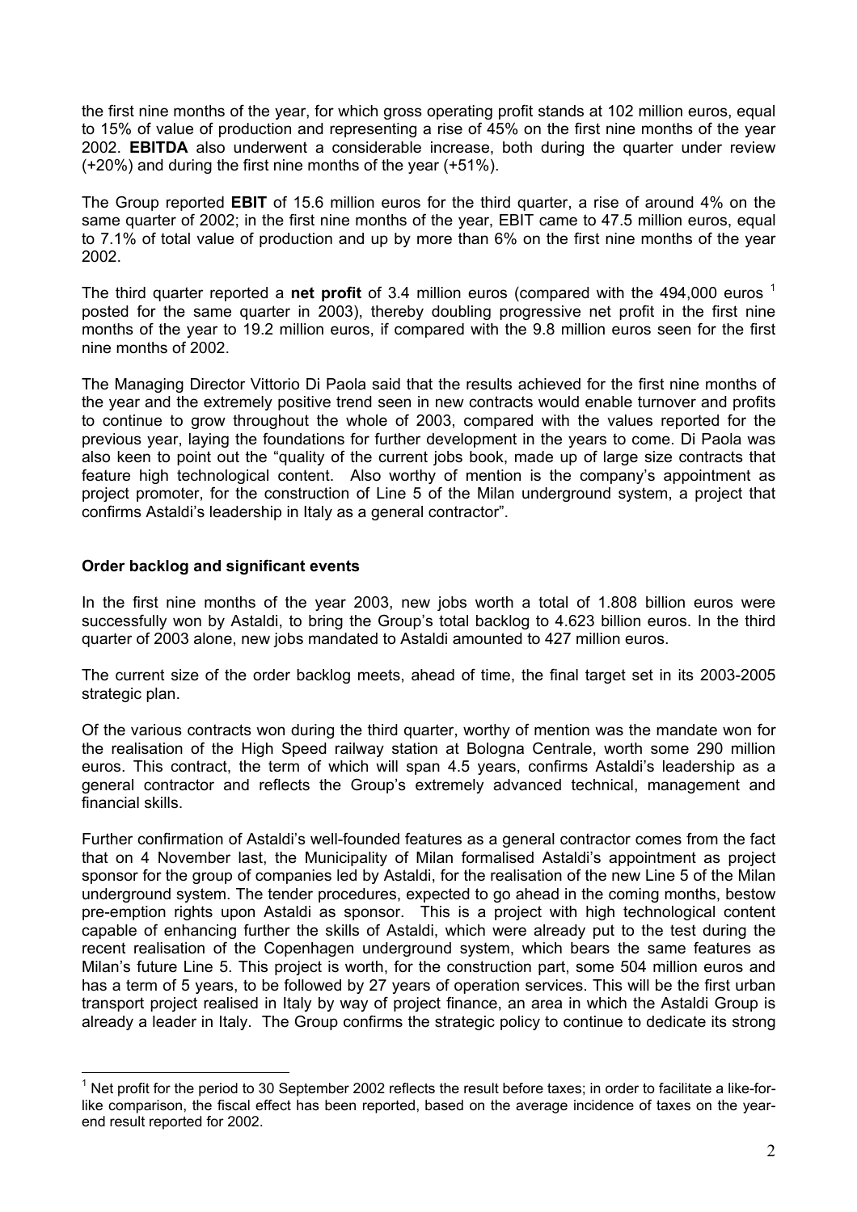the first nine months of the year, for which gross operating profit stands at 102 million euros, equal to 15% of value of production and representing a rise of 45% on the first nine months of the year 2002. **EBITDA** also underwent a considerable increase, both during the quarter under review (+20%) and during the first nine months of the year (+51%).

The Group reported **EBIT** of 15.6 million euros for the third quarter, a rise of around 4% on the same quarter of 2002; in the first nine months of the year, EBIT came to 47.5 million euros, equal to 7.1% of total value of production and up by more than 6% on the first nine months of the year 2002.

The third quarter reported a **net profit** of 3.4 million euros (compared with the 494,000 euros [1] posted for the same quarter in 2003), thereby doubling progressive net profit in the first nine months of the year to 19.2 million euros, if compared with the 9.8 million euros seen for the first nine months of 2002.

The Managing Director Vittorio Di Paola said that the results achieved for the first nine months of the year and the extremely positive trend seen in new contracts would enable turnover and profits to continue to grow throughout the whole of 2003, compared with the values reported for the previous year, laying the foundations for further development in the years to come. Di Paola was also keen to point out the "quality of the current jobs book, made up of large size contracts that feature high technological content. Also worthy of mention is the company's appointment as project promoter, for the construction of Line 5 of the Milan underground system, a project that confirms Astaldi's leadership in Italy as a general contractor".

**Order backlog and significant events**

In the first nine months of the year 2003, new jobs worth a total of 1.808 billion euros were successfully won by Astaldi, to bring the Group's total backlog to 4.623 billion euros. In the third quarter of 2003 alone, new jobs mandated to Astaldi amounted to 427 million euros.

The current size of the order backlog meets, ahead of time, the final target set in its 2003-2005 strategic plan.

Of the various contracts won during the third quarter, worthy of mention was the mandate won for the realisation of the High Speed railway station at Bologna Centrale, worth some 290 million euros. This contract, the term of which will span 4.5 years, confirms Astaldi's leadership as a general contractor and reflects the Group's extremely advanced technical, management and financial skills.

Further confirmation of Astaldi's well-founded features as a general contractor comes from the fact that on 4 November last, the Municipality of Milan formalised Astaldi's appointment as project sponsor for the group of companies led by Astaldi, for the realisation of the new Line 5 of the Milan underground system. The tender procedures, expected to go ahead in the coming months, bestow pre-emption rights upon Astaldi as sponsor. This is a project with high technological content capable of enhancing further the skills of Astaldi, which were already put to the test during the recent realisation of the Copenhagen underground system, which bears the same features as Milan's future Line 5. This project is worth, for the construction part, some 504 million euros and has a term of 5 years, to be followed by 27 years of operation services. This will be the first urban transport project realised in Italy by way of project finance, an area in which the Astaldi Group is already a leader in Italy. The Group confirms the strategic policy to continue to dedicate its strong

---

[1] Net profit for the period to 30 September 2002 reflects the result before taxes; in order to facilitate a like-for-like comparison, the fiscal effect has been reported, based on the average incidence of taxes on the year-end result reported for 2002.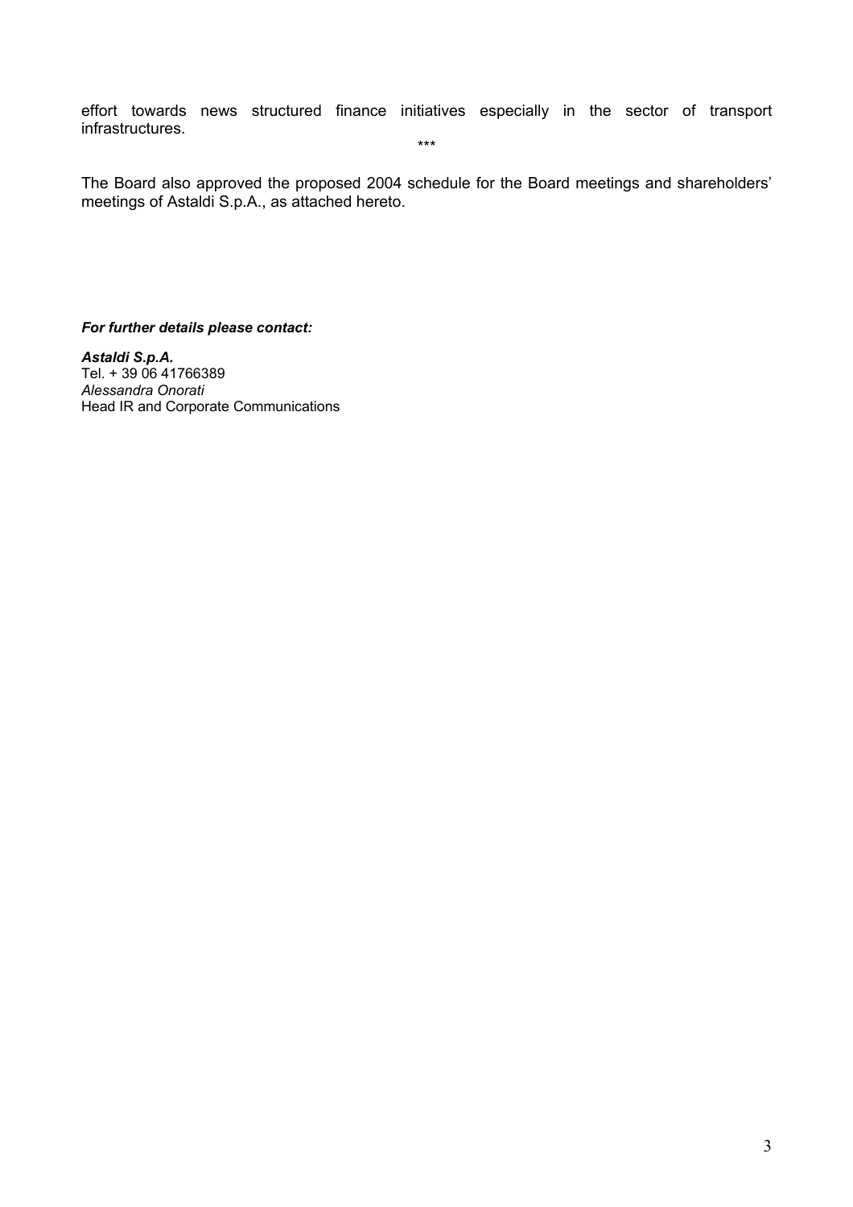effort towards news structured finance initiatives especially in the sector of transport infrastructures.

***

The Board also approved the proposed 2004 schedule for the Board meetings and shareholders' meetings of Astaldi S.p.A., as attached hereto.

***For further details please contact:***

***Astaldi S.p.A.***
Tel. + 39 06 41766389
*Alessandra Onorati*
Head IR and Corporate Communications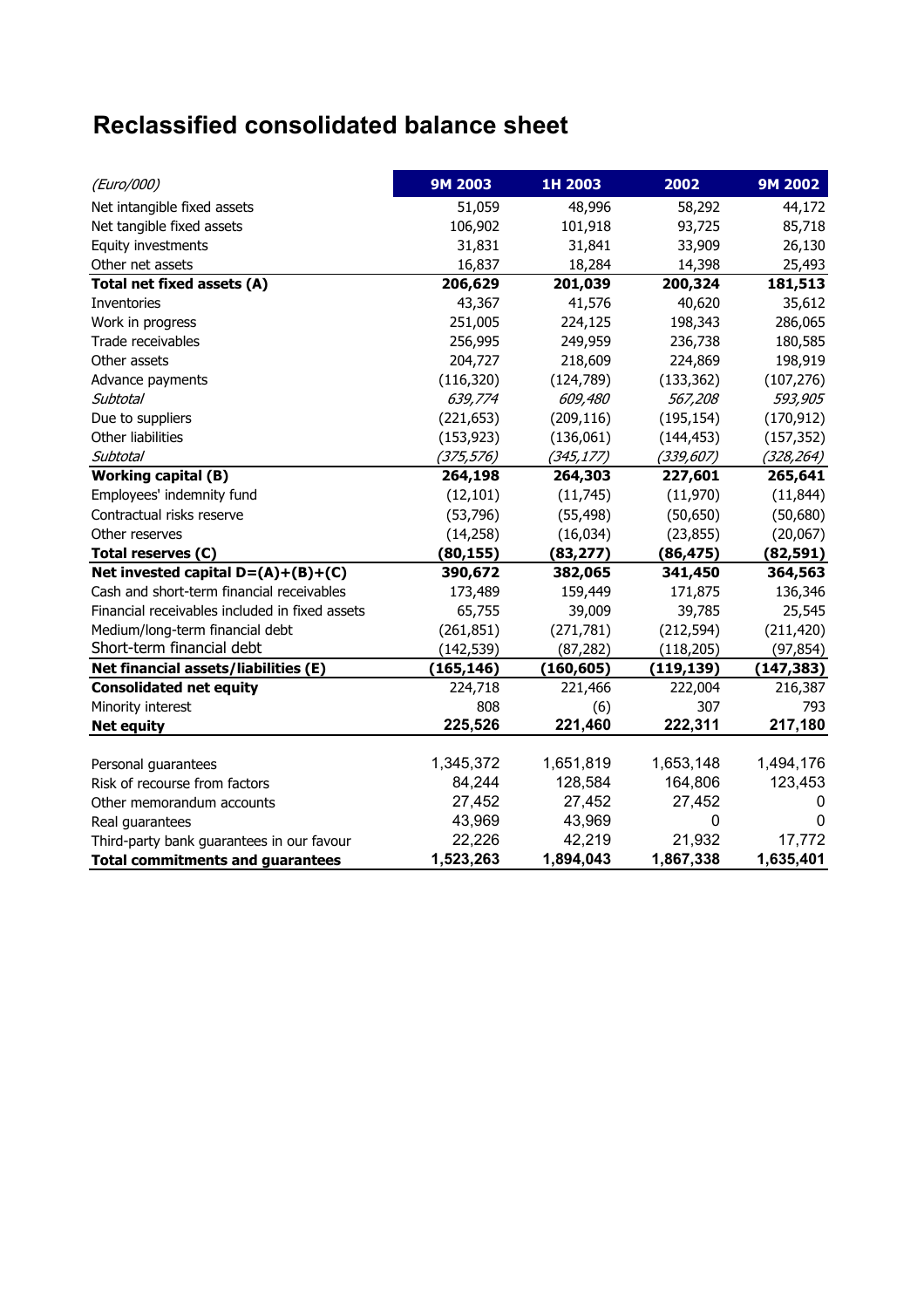# Reclassified consolidated balance sheet

| *(Euro/000)* | 9M 2003 | 1H 2003 | 2002 | 9M 2002 |
|---|---|---|---|---|
| Net intangible fixed assets | 51,059 | 48,996 | 58,292 | 44,172 |
| Net tangible fixed assets | 106,902 | 101,918 | 93,725 | 85,718 |
| Equity investments | 31,831 | 31,841 | 33,909 | 26,130 |
| Other net assets | 16,837 | 18,284 | 14,398 | 25,493 |
| **Total net fixed assets (A)** | **206,629** | **201,039** | **200,324** | **181,513** |
| Inventories | 43,367 | 41,576 | 40,620 | 35,612 |
| Work in progress | 251,005 | 224,125 | 198,343 | 286,065 |
| Trade receivables | 256,995 | 249,959 | 236,738 | 180,585 |
| Other assets | 204,727 | 218,609 | 224,869 | 198,919 |
| Advance payments | (116,320) | (124,789) | (133,362) | (107,276) |
| *Subtotal* | *639,774* | *609,480* | *567,208* | *593,905* |
| Due to suppliers | (221,653) | (209,116) | (195,154) | (170,912) |
| Other liabilities | (153,923) | (136,061) | (144,453) | (157,352) |
| *Subtotal* | *(375,576)* | *(345,177)* | *(339,607)* | *(328,264)* |
| **Working capital (B)** | **264,198** | **264,303** | **227,601** | **265,641** |
| Employees' indemnity fund | (12,101) | (11,745) | (11,970) | (11,844) |
| Contractual risks reserve | (53,796) | (55,498) | (50,650) | (50,680) |
| Other reserves | (14,258) | (16,034) | (23,855) | (20,067) |
| **Total reserves (C)** | **(80,155)** | **(83,277)** | **(86,475)** | **(82,591)** |
| **Net invested capital D=(A)+(B)+(C)** | **390,672** | **382,065** | **341,450** | **364,563** |
| Cash and short-term financial receivables | 173,489 | 159,449 | 171,875 | 136,346 |
| Financial receivables included in fixed assets | 65,755 | 39,009 | 39,785 | 25,545 |
| Medium/long-term financial debt | (261,851) | (271,781) | (212,594) | (211,420) |
| Short-term financial debt | (142,539) | (87,282) | (118,205) | (97,854) |
| **Net financial assets/liabilities (E)** | **(165,146)** | **(160,605)** | **(119,139)** | **(147,383)** |
| **Consolidated net equity** | 224,718 | 221,466 | 222,004 | 216,387 |
| Minority interest | 808 | (6) | 307 | 793 |
| **Net equity** | **225,526** | **221,460** | **222,311** | **217,180** |
| | | | | |
| Personal guarantees | 1,345,372 | 1,651,819 | 1,653,148 | 1,494,176 |
| Risk of recourse from factors | 84,244 | 128,584 | 164,806 | 123,453 |
| Other memorandum accounts | 27,452 | 27,452 | 27,452 | 0 |
| Real guarantees | 43,969 | 43,969 | 0 | 0 |
| Third-party bank guarantees in our favour | 22,226 | 42,219 | 21,932 | 17,772 |
| **Total commitments and guarantees** | **1,523,263** | **1,894,043** | **1,867,338** | **1,635,401** |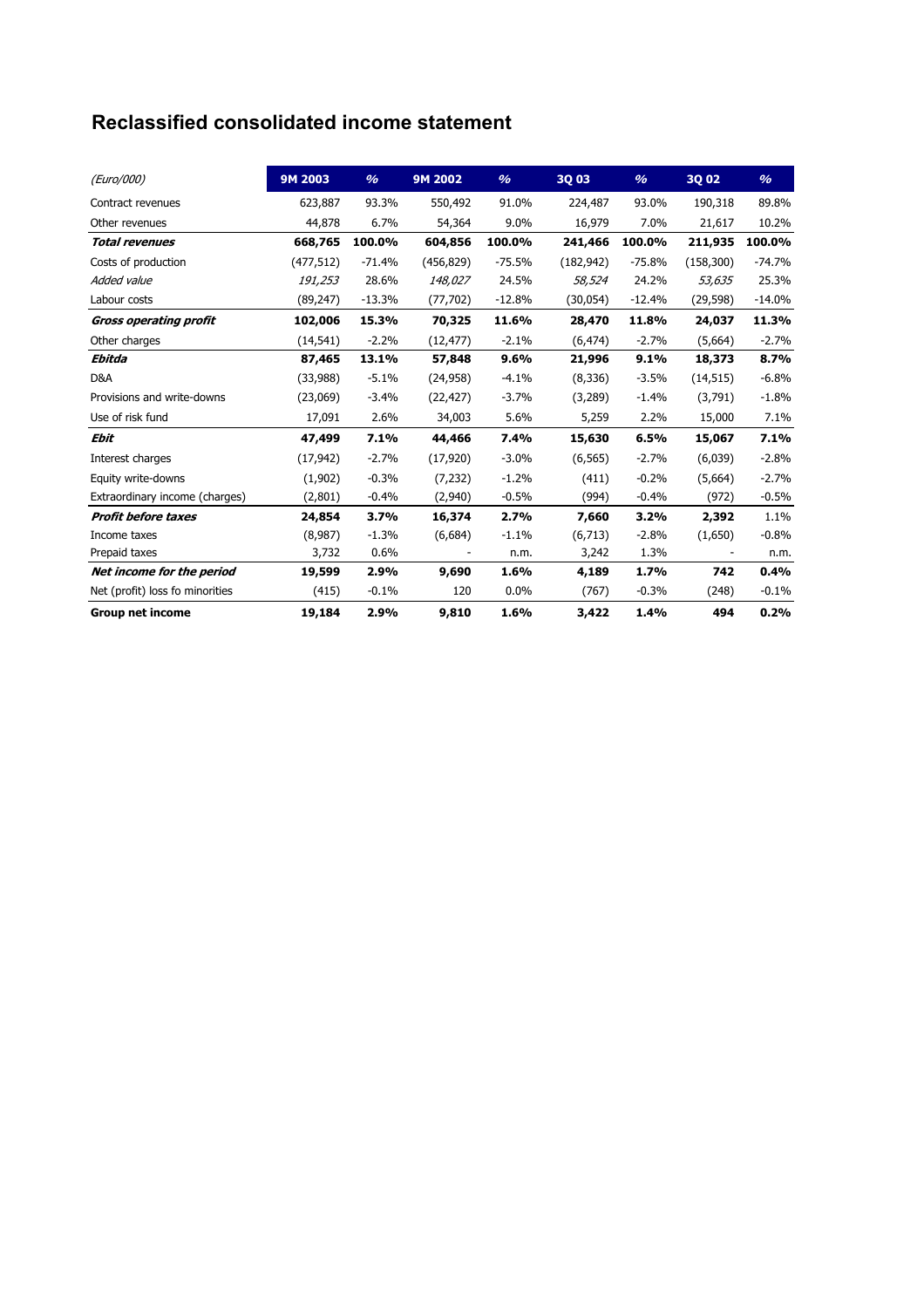# Reclassified consolidated income statement

| *(Euro/000)* | 9M 2003 | % | 9M 2002 | % | 3Q 03 | % | 3Q 02 | % |
|---|---|---|---|---|---|---|---|---|
| Contract revenues | 623,887 | 93.3% | 550,492 | 91.0% | 224,487 | 93.0% | 190,318 | 89.8% |
| Other revenues | 44,878 | 6.7% | 54,364 | 9.0% | 16,979 | 7.0% | 21,617 | 10.2% |
| ***Total revenues*** | **668,765** | **100.0%** | **604,856** | **100.0%** | **241,466** | **100.0%** | **211,935** | **100.0%** |
| Costs of production | (477,512) | -71.4% | (456,829) | -75.5% | (182,942) | -75.8% | (158,300) | -74.7% |
| *Added value* | *191,253* | 28.6% | *148,027* | 24.5% | *58,524* | 24.2% | *53,635* | 25.3% |
| Labour costs | (89,247) | -13.3% | (77,702) | -12.8% | (30,054) | -12.4% | (29,598) | -14.0% |
| ***Gross operating profit*** | **102,006** | **15.3%** | **70,325** | **11.6%** | **28,470** | **11.8%** | **24,037** | **11.3%** |
| Other charges | (14,541) | -2.2% | (12,477) | -2.1% | (6,474) | -2.7% | (5,664) | -2.7% |
| ***Ebitda*** | **87,465** | **13.1%** | **57,848** | **9.6%** | **21,996** | **9.1%** | **18,373** | **8.7%** |
| D&A | (33,988) | -5.1% | (24,958) | -4.1% | (8,336) | -3.5% | (14,515) | -6.8% |
| Provisions and write-downs | (23,069) | -3.4% | (22,427) | -3.7% | (3,289) | -1.4% | (3,791) | -1.8% |
| Use of risk fund | 17,091 | 2.6% | 34,003 | 5.6% | 5,259 | 2.2% | 15,000 | 7.1% |
| ***Ebit*** | **47,499** | **7.1%** | **44,466** | **7.4%** | **15,630** | **6.5%** | **15,067** | **7.1%** |
| Interest charges | (17,942) | -2.7% | (17,920) | -3.0% | (6,565) | -2.7% | (6,039) | -2.8% |
| Equity write-downs | (1,902) | -0.3% | (7,232) | -1.2% | (411) | -0.2% | (5,664) | -2.7% |
| Extraordinary income (charges) | (2,801) | -0.4% | (2,940) | -0.5% | (994) | -0.4% | (972) | -0.5% |
| ***Profit before taxes*** | **24,854** | **3.7%** | **16,374** | **2.7%** | **7,660** | **3.2%** | **2,392** | 1.1% |
| Income taxes | (8,987) | -1.3% | (6,684) | -1.1% | (6,713) | -2.8% | (1,650) | -0.8% |
| Prepaid taxes | 3,732 | 0.6% | - | n.m. | 3,242 | 1.3% | - | n.m. |
| ***Net income for the period*** | **19,599** | **2.9%** | **9,690** | **1.6%** | **4,189** | **1.7%** | **742** | **0.4%** |
| Net (profit) loss fo minorities | (415) | -0.1% | 120 | 0.0% | (767) | -0.3% | (248) | -0.1% |
| **Group net income** | **19,184** | **2.9%** | **9,810** | **1.6%** | **3,422** | **1.4%** | **494** | **0.2%** |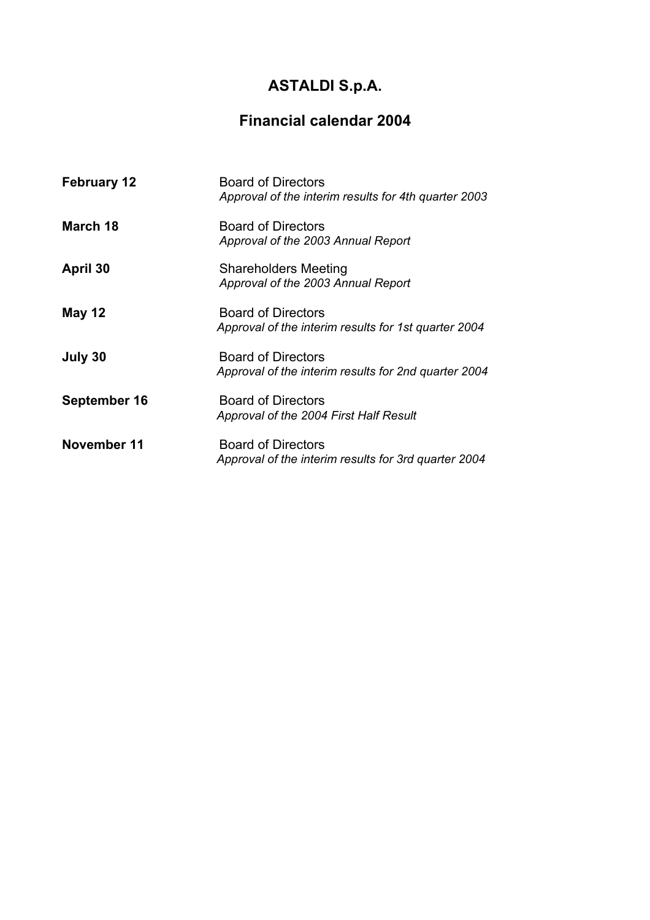# ASTALDI S.p.A.

## Financial calendar 2004

| | | |
|---|---|---|
| **February 12** | Board of Directors<br>*Approval of the interim results for 4th quarter 2003* |
| **March 18** | Board of Directors<br>*Approval of the 2003 Annual Report* |
| **April 30** | Shareholders Meeting<br>*Approval of the 2003 Annual Report* |
| **May 12** | Board of Directors<br>*Approval of the interim results for 1st quarter 2004* |
| **July 30** | Board of Directors<br>*Approval of the interim results for 2nd quarter 2004* |
| **September 16** | Board of Directors<br>*Approval of the 2004 First Half Result* |
| **November 11** | Board of Directors<br>*Approval of the interim results for 3rd quarter 2004* |